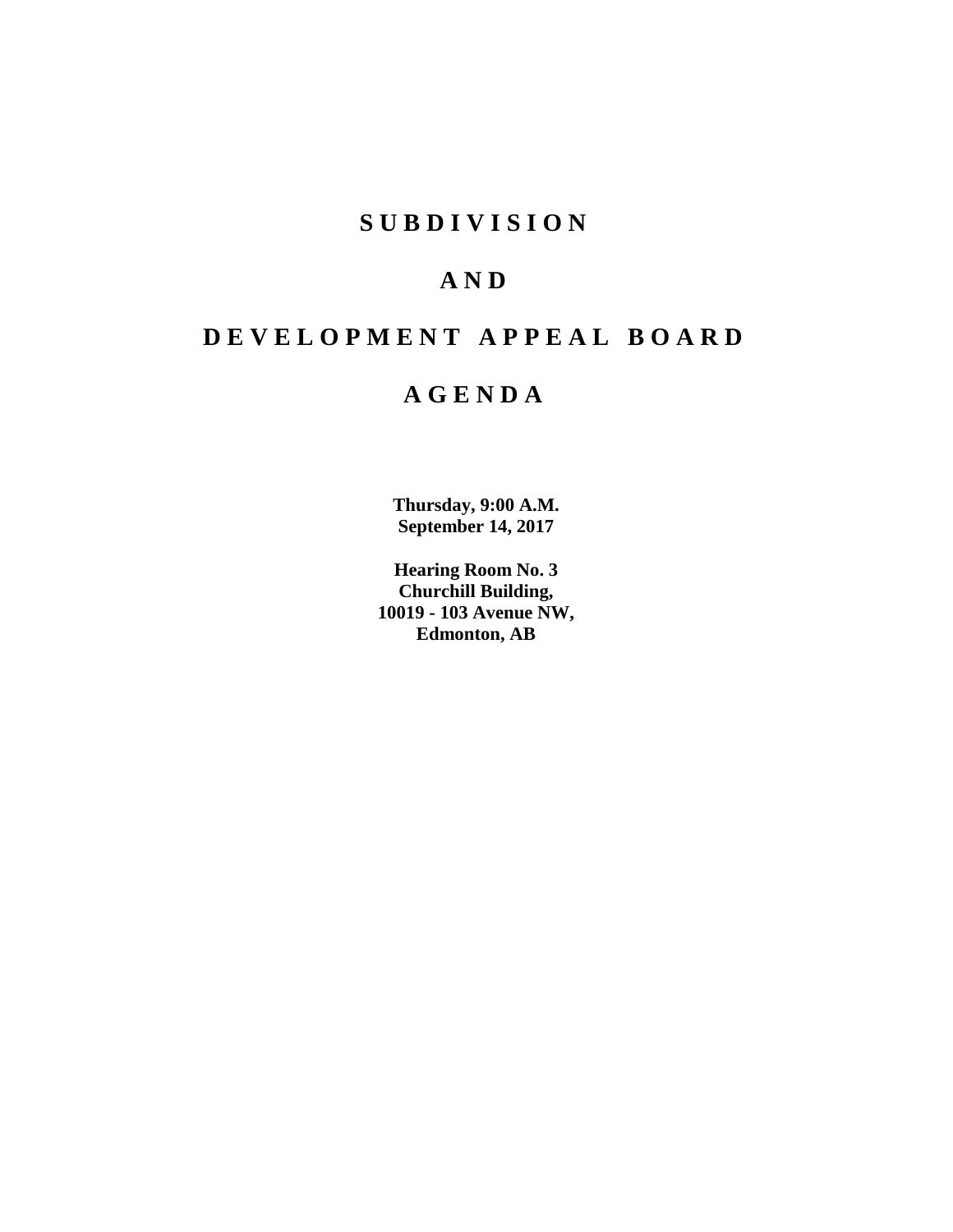# SUBDIVISION

# AND

# DEVELOPMENT APPEAL BOARD

# AGENDA

**Thursday, 9:00 A.M.**
**September 14, 2017**

**Hearing Room No. 3**
**Churchill Building,**
**10019 - 103 Avenue NW,**
**Edmonton, AB**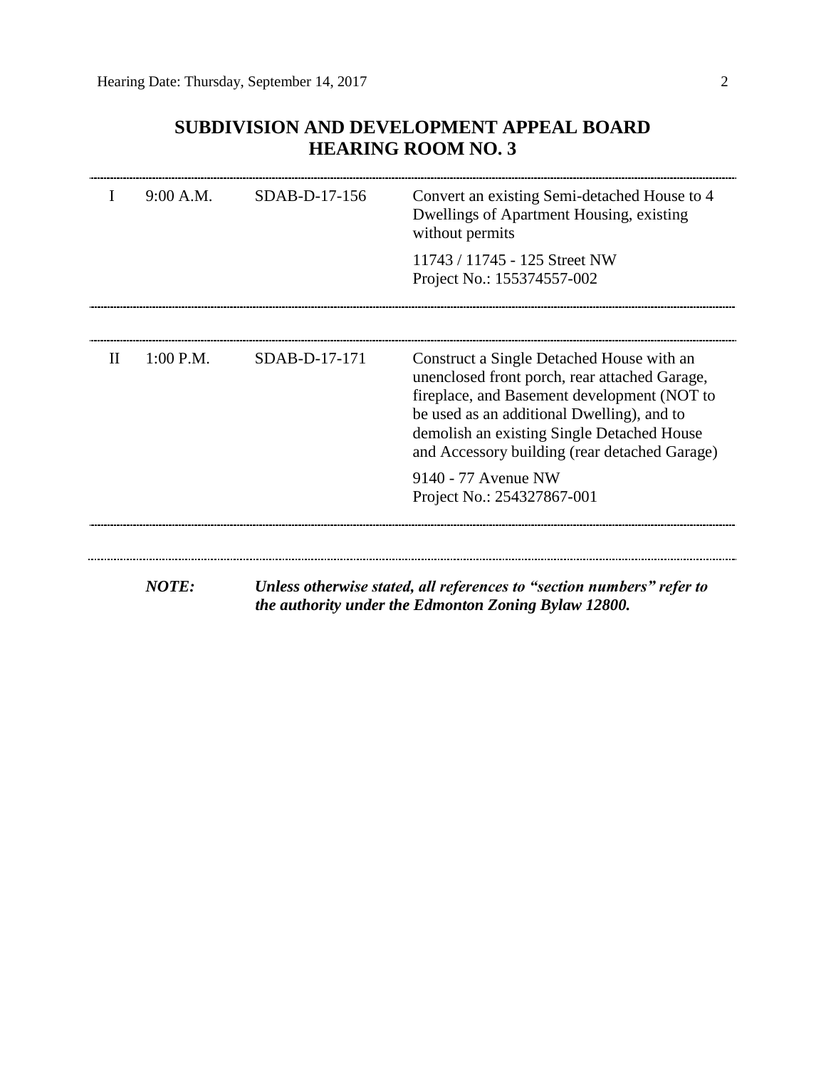## SUBDIVISION AND DEVELOPMENT APPEAL BOARD
## HEARING ROOM NO. 3

| | | | |
|---|---|---|---|
| I | 9:00 A.M. | SDAB-D-17-156 | Convert an existing Semi-detached House to 4 Dwellings of Apartment Housing, existing without permits<br><br>11743 / 11745 - 125 Street NW<br>Project No.: 155374557-002 |
| II | 1:00 P.M. | SDAB-D-17-171 | Construct a Single Detached House with an unenclosed front porch, rear attached Garage, fireplace, and Basement development (NOT to be used as an additional Dwelling), and to demolish an existing Single Detached House and Accessory building (rear detached Garage)<br><br>9140 - 77 Avenue NW<br>Project No.: 254327867-001 |

***NOTE:*** ***Unless otherwise stated, all references to "section numbers" refer to the authority under the Edmonton Zoning Bylaw 12800.***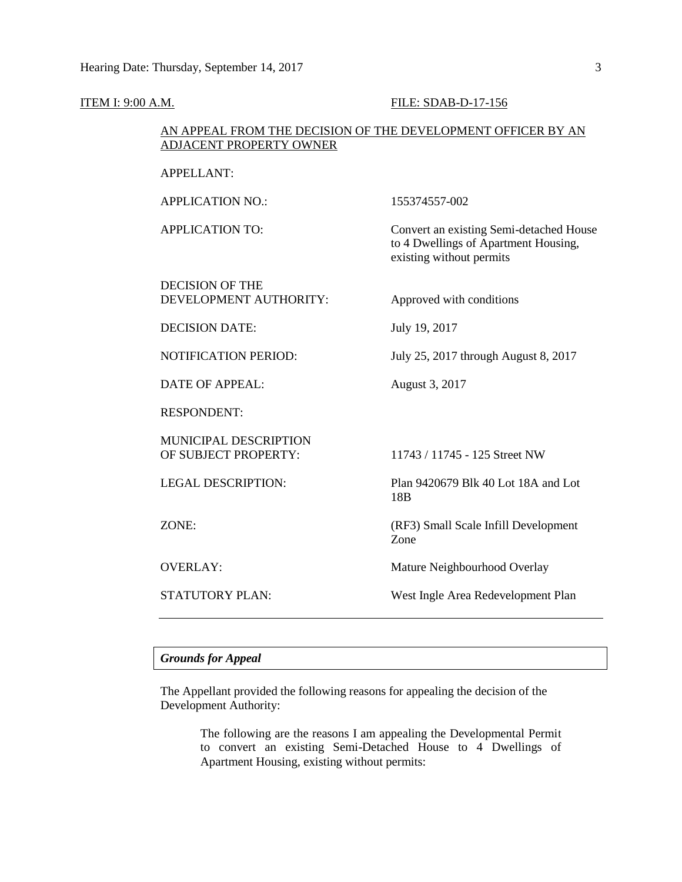ITEM I: 9:00 A.M. FILE: SDAB-D-17-156

AN APPEAL FROM THE DECISION OF THE DEVELOPMENT OFFICER BY AN ADJACENT PROPERTY OWNER

| | |
|---|---|
| APPELLANT: | |
| APPLICATION NO.: | 155374557-002 |
| APPLICATION TO: | Convert an existing Semi-detached House to 4 Dwellings of Apartment Housing, existing without permits |
| DECISION OF THE DEVELOPMENT AUTHORITY: | Approved with conditions |
| DECISION DATE: | July 19, 2017 |
| NOTIFICATION PERIOD: | July 25, 2017 through August 8, 2017 |
| DATE OF APPEAL: | August 3, 2017 |
| RESPONDENT: | |
| MUNICIPAL DESCRIPTION OF SUBJECT PROPERTY: | 11743 / 11745 - 125 Street NW |
| LEGAL DESCRIPTION: | Plan 9420679 Blk 40 Lot 18A and Lot 18B |
| ZONE: | (RF3) Small Scale Infill Development Zone |
| OVERLAY: | Mature Neighbourhood Overlay |
| STATUTORY PLAN: | West Ingle Area Redevelopment Plan |

### *Grounds for Appeal*

The Appellant provided the following reasons for appealing the decision of the Development Authority:

> The following are the reasons I am appealing the Developmental Permit to convert an existing Semi-Detached House to 4 Dwellings of Apartment Housing, existing without permits: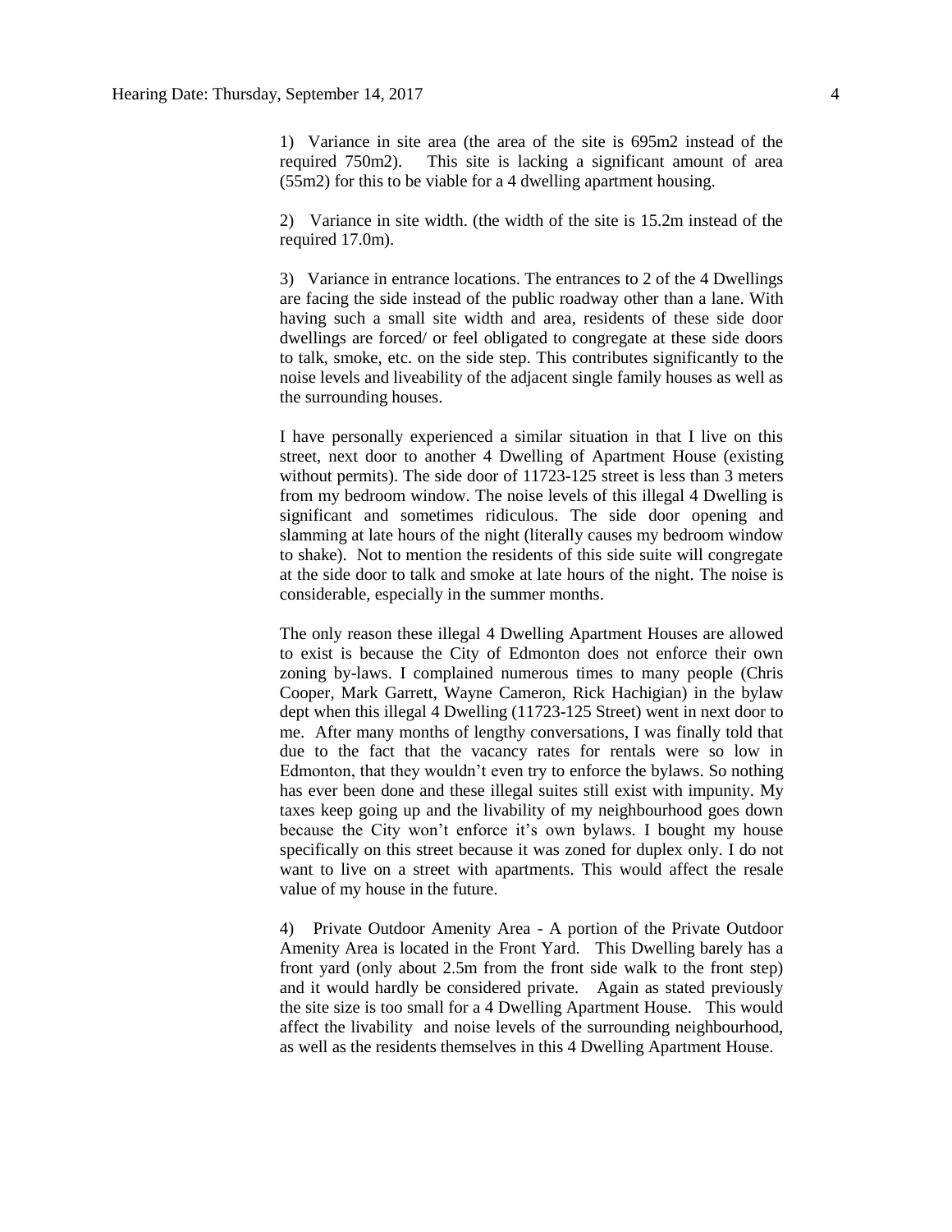1) Variance in site area (the area of the site is 695m2 instead of the required 750m2). This site is lacking a significant amount of area (55m2) for this to be viable for a 4 dwelling apartment housing.

2) Variance in site width. (the width of the site is 15.2m instead of the required 17.0m).

3) Variance in entrance locations. The entrances to 2 of the 4 Dwellings are facing the side instead of the public roadway other than a lane. With having such a small site width and area, residents of these side door dwellings are forced/ or feel obligated to congregate at these side doors to talk, smoke, etc. on the side step. This contributes significantly to the noise levels and liveability of the adjacent single family houses as well as the surrounding houses.

I have personally experienced a similar situation in that I live on this street, next door to another 4 Dwelling of Apartment House (existing without permits). The side door of 11723-125 street is less than 3 meters from my bedroom window. The noise levels of this illegal 4 Dwelling is significant and sometimes ridiculous. The side door opening and slamming at late hours of the night (literally causes my bedroom window to shake). Not to mention the residents of this side suite will congregate at the side door to talk and smoke at late hours of the night. The noise is considerable, especially in the summer months.

The only reason these illegal 4 Dwelling Apartment Houses are allowed to exist is because the City of Edmonton does not enforce their own zoning by-laws. I complained numerous times to many people (Chris Cooper, Mark Garrett, Wayne Cameron, Rick Hachigian) in the bylaw dept when this illegal 4 Dwelling (11723-125 Street) went in next door to me. After many months of lengthy conversations, I was finally told that due to the fact that the vacancy rates for rentals were so low in Edmonton, that they wouldn't even try to enforce the bylaws. So nothing has ever been done and these illegal suites still exist with impunity. My taxes keep going up and the livability of my neighbourhood goes down because the City won't enforce it's own bylaws. I bought my house specifically on this street because it was zoned for duplex only. I do not want to live on a street with apartments. This would affect the resale value of my house in the future.

4) Private Outdoor Amenity Area - A portion of the Private Outdoor Amenity Area is located in the Front Yard. This Dwelling barely has a front yard (only about 2.5m from the front side walk to the front step) and it would hardly be considered private. Again as stated previously the site size is too small for a 4 Dwelling Apartment House. This would affect the livability and noise levels of the surrounding neighbourhood, as well as the residents themselves in this 4 Dwelling Apartment House.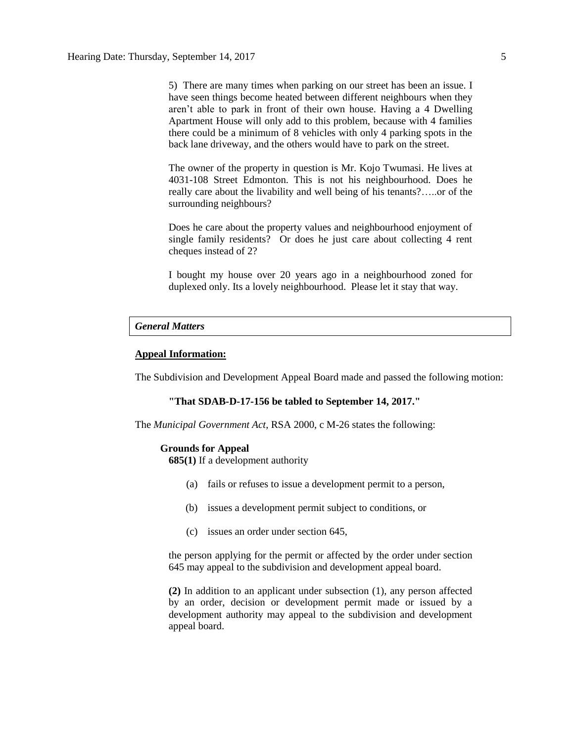5) There are many times when parking on our street has been an issue. I have seen things become heated between different neighbours when they aren't able to park in front of their own house. Having a 4 Dwelling Apartment House will only add to this problem, because with 4 families there could be a minimum of 8 vehicles with only 4 parking spots in the back lane driveway, and the others would have to park on the street.

The owner of the property in question is Mr. Kojo Twumasi. He lives at 4031-108 Street Edmonton. This is not his neighbourhood. Does he really care about the livability and well being of his tenants?…..or of the surrounding neighbours?

Does he care about the property values and neighbourhood enjoyment of single family residents? Or does he just care about collecting 4 rent cheques instead of 2?

I bought my house over 20 years ago in a neighbourhood zoned for duplexed only. Its a lovely neighbourhood. Please let it stay that way.

***General Matters***

**Appeal Information:**

The Subdivision and Development Appeal Board made and passed the following motion:

**"That SDAB-D-17-156 be tabled to September 14, 2017."**

The *Municipal Government Act*, RSA 2000, c M-26 states the following:

**Grounds for Appeal**

**685(1)** If a development authority

(a) fails or refuses to issue a development permit to a person,

(b) issues a development permit subject to conditions, or

(c) issues an order under section 645,

the person applying for the permit or affected by the order under section 645 may appeal to the subdivision and development appeal board.

**(2)** In addition to an applicant under subsection (1), any person affected by an order, decision or development permit made or issued by a development authority may appeal to the subdivision and development appeal board.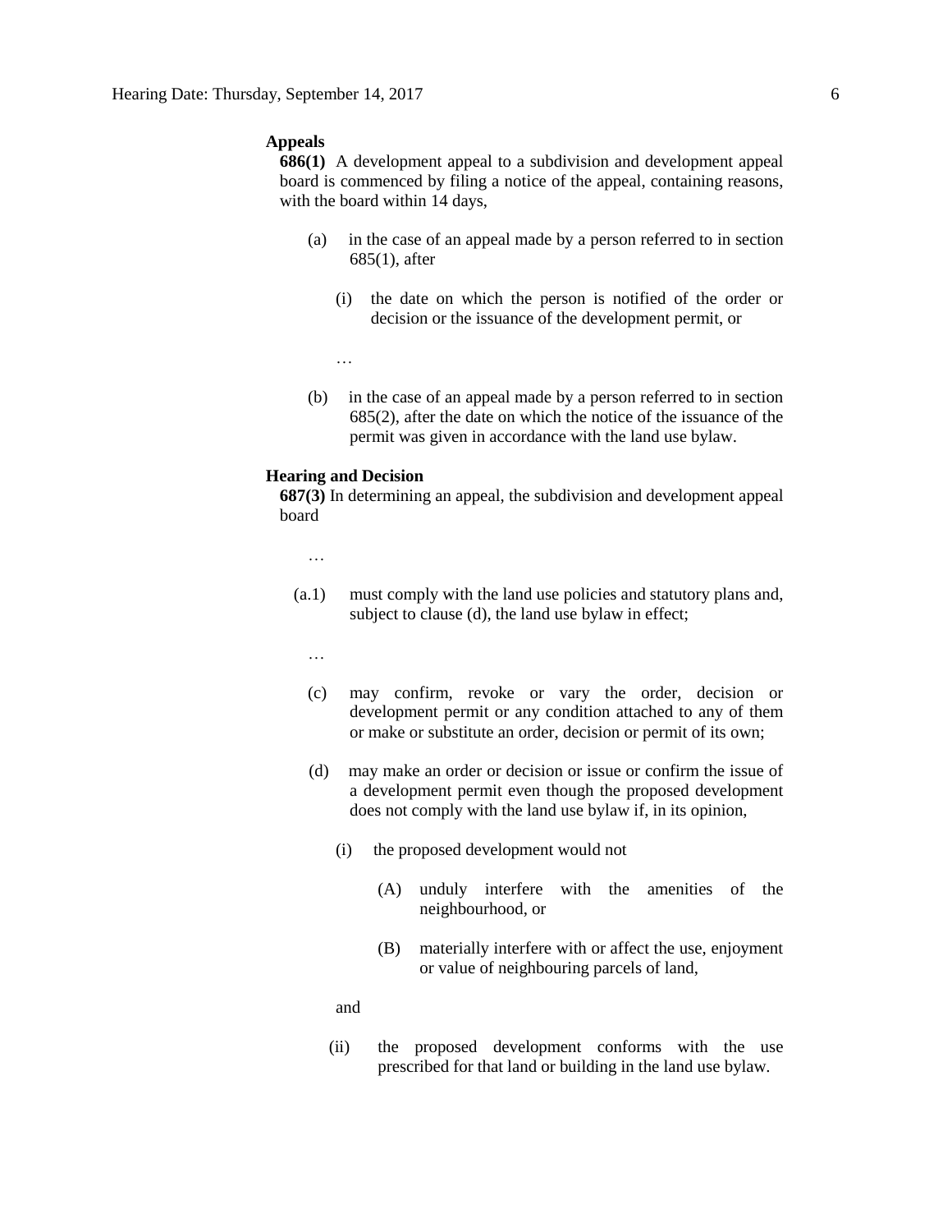**Appeals**

**686(1)** A development appeal to a subdivision and development appeal board is commenced by filing a notice of the appeal, containing reasons, with the board within 14 days,

(a) in the case of an appeal made by a person referred to in section 685(1), after

(i) the date on which the person is notified of the order or decision or the issuance of the development permit, or

…

(b) in the case of an appeal made by a person referred to in section 685(2), after the date on which the notice of the issuance of the permit was given in accordance with the land use bylaw.

**Hearing and Decision**

**687(3)** In determining an appeal, the subdivision and development appeal board

…

(a.1) must comply with the land use policies and statutory plans and, subject to clause (d), the land use bylaw in effect;

…

(c) may confirm, revoke or vary the order, decision or development permit or any condition attached to any of them or make or substitute an order, decision or permit of its own;

(d) may make an order or decision or issue or confirm the issue of a development permit even though the proposed development does not comply with the land use bylaw if, in its opinion,

(i) the proposed development would not

(A) unduly interfere with the amenities of the neighbourhood, or

(B) materially interfere with or affect the use, enjoyment or value of neighbouring parcels of land,

and

(ii) the proposed development conforms with the use prescribed for that land or building in the land use bylaw.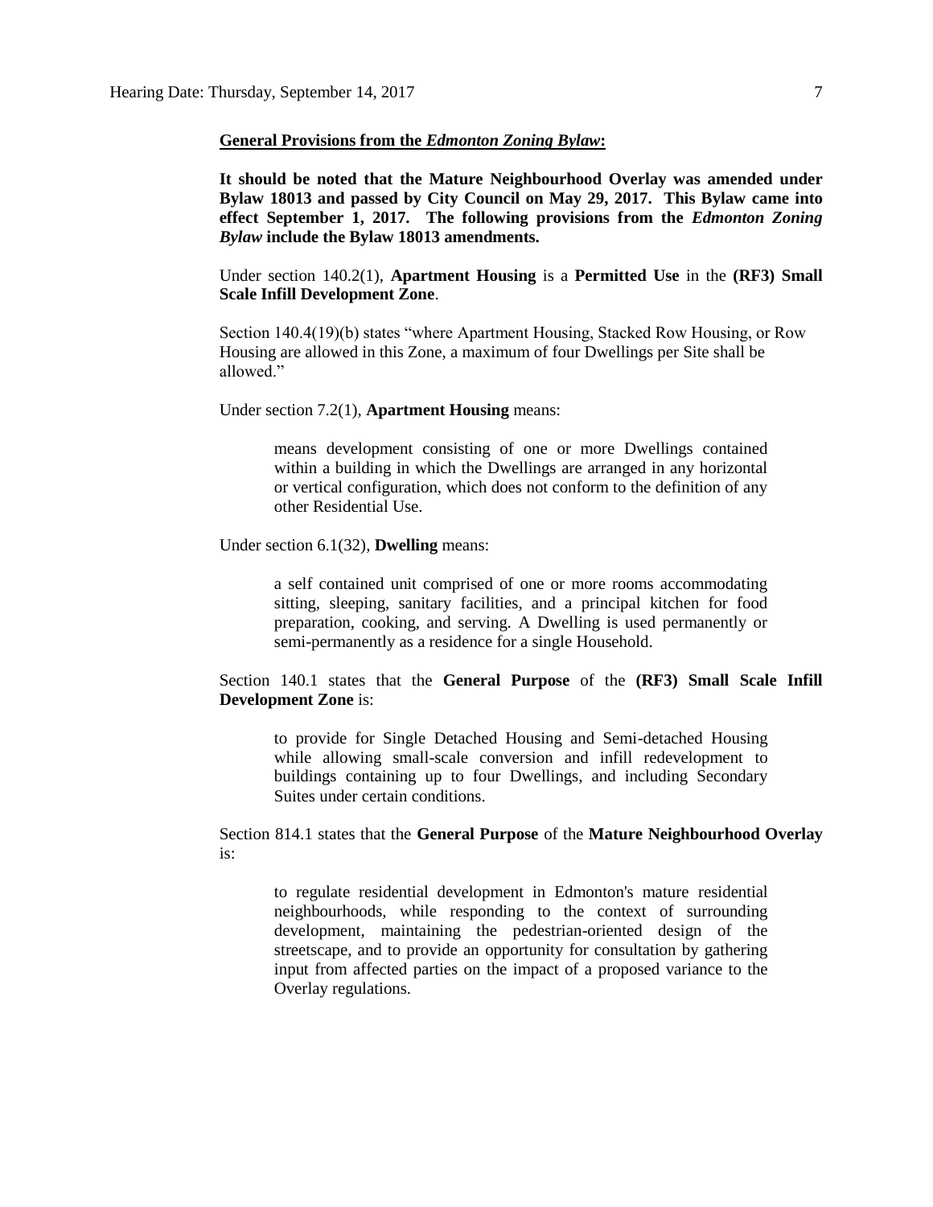**General Provisions from the *Edmonton Zoning Bylaw*:**

**It should be noted that the Mature Neighbourhood Overlay was amended under Bylaw 18013 and passed by City Council on May 29, 2017. This Bylaw came into effect September 1, 2017. The following provisions from the *Edmonton Zoning Bylaw* include the Bylaw 18013 amendments.**

Under section 140.2(1), **Apartment Housing** is a **Permitted Use** in the **(RF3) Small Scale Infill Development Zone**.

Section 140.4(19)(b) states "where Apartment Housing, Stacked Row Housing, or Row Housing are allowed in this Zone, a maximum of four Dwellings per Site shall be allowed."

Under section 7.2(1), **Apartment Housing** means:

> means development consisting of one or more Dwellings contained within a building in which the Dwellings are arranged in any horizontal or vertical configuration, which does not conform to the definition of any other Residential Use.

Under section 6.1(32), **Dwelling** means:

> a self contained unit comprised of one or more rooms accommodating sitting, sleeping, sanitary facilities, and a principal kitchen for food preparation, cooking, and serving. A Dwelling is used permanently or semi-permanently as a residence for a single Household.

Section 140.1 states that the **General Purpose** of the **(RF3) Small Scale Infill Development Zone** is:

> to provide for Single Detached Housing and Semi-detached Housing while allowing small-scale conversion and infill redevelopment to buildings containing up to four Dwellings, and including Secondary Suites under certain conditions.

Section 814.1 states that the **General Purpose** of the **Mature Neighbourhood Overlay** is:

> to regulate residential development in Edmonton's mature residential neighbourhoods, while responding to the context of surrounding development, maintaining the pedestrian-oriented design of the streetscape, and to provide an opportunity for consultation by gathering input from affected parties on the impact of a proposed variance to the Overlay regulations.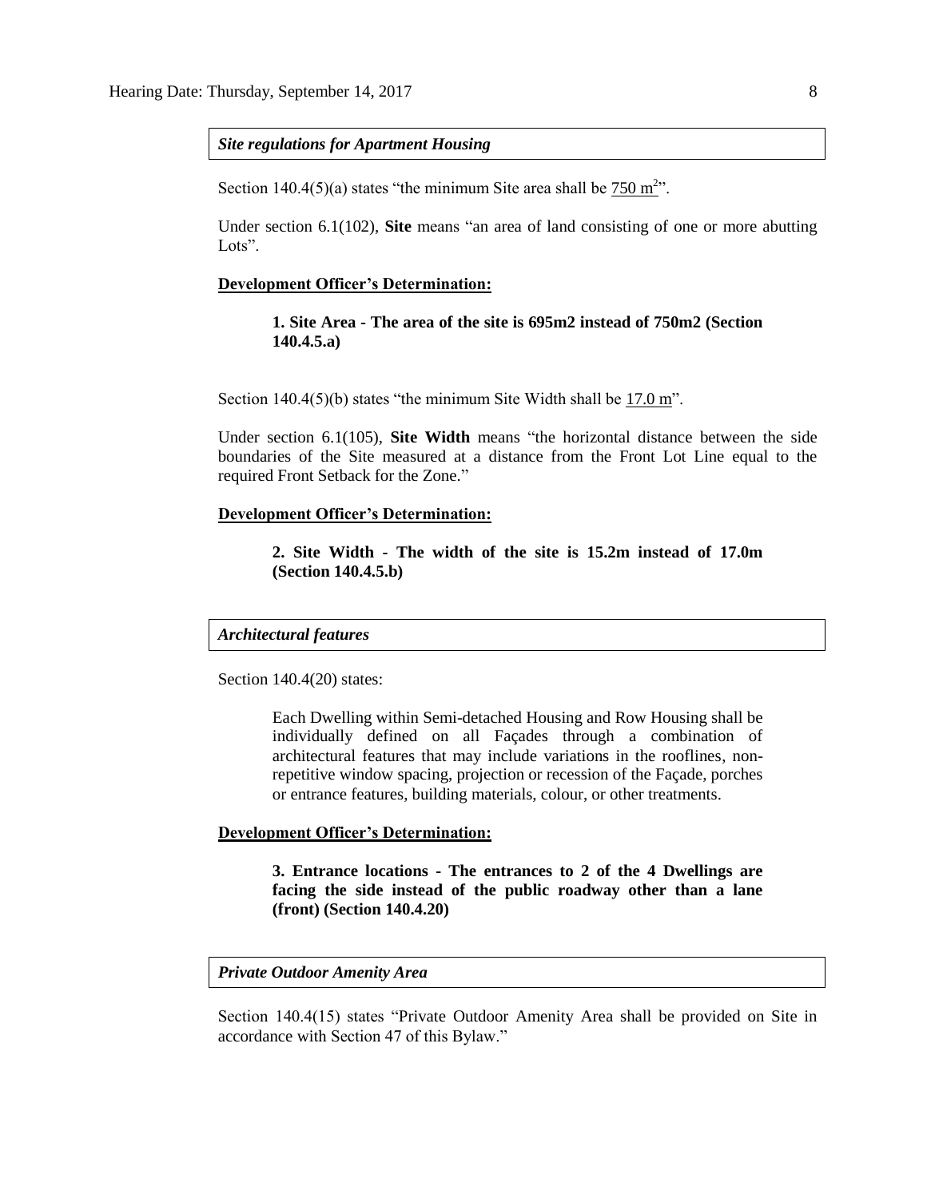***Site regulations for Apartment Housing***

Section 140.4(5)(a) states "the minimum Site area shall be 750 $m^2$".

Under section 6.1(102), **Site** means "an area of land consisting of one or more abutting Lots".

**Development Officer's Determination:**

> **1. Site Area - The area of the site is 695m2 instead of 750m2 (Section 140.4.5.a)**

Section 140.4(5)(b) states "the minimum Site Width shall be 17.0 m".

Under section 6.1(105), **Site Width** means "the horizontal distance between the side boundaries of the Site measured at a distance from the Front Lot Line equal to the required Front Setback for the Zone."

**Development Officer's Determination:**

> **2. Site Width - The width of the site is 15.2m instead of 17.0m (Section 140.4.5.b)**

***Architectural features***

Section 140.4(20) states:

> Each Dwelling within Semi-detached Housing and Row Housing shall be individually defined on all Façades through a combination of architectural features that may include variations in the rooflines, non-repetitive window spacing, projection or recession of the Façade, porches or entrance features, building materials, colour, or other treatments.

**Development Officer's Determination:**

> **3. Entrance locations - The entrances to 2 of the 4 Dwellings are facing the side instead of the public roadway other than a lane (front) (Section 140.4.20)**

***Private Outdoor Amenity Area***

Section 140.4(15) states "Private Outdoor Amenity Area shall be provided on Site in accordance with Section 47 of this Bylaw."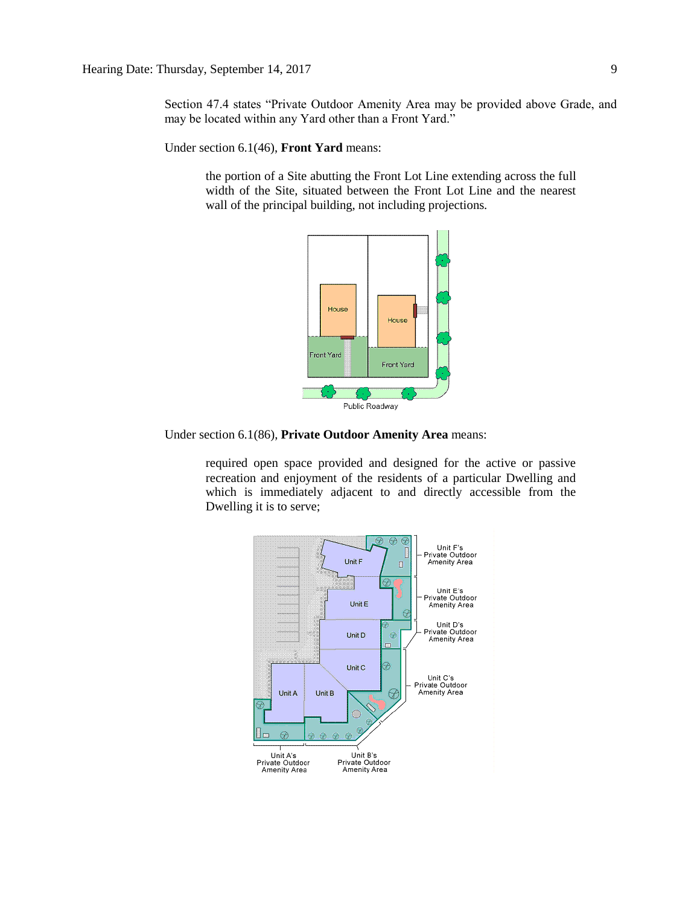Section 47.4 states "Private Outdoor Amenity Area may be provided above Grade, and may be located within any Yard other than a Front Yard."

Under section 6.1(46), **Front Yard** means:

> the portion of a Site abutting the Front Lot Line extending across the full width of the Site, situated between the Front Lot Line and the nearest wall of the principal building, not including projections.

Under section 6.1(86), **Private Outdoor Amenity Area** means:

> required open space provided and designed for the active or passive recreation and enjoyment of the residents of a particular Dwelling and which is immediately adjacent to and directly accessible from the Dwelling it is to serve;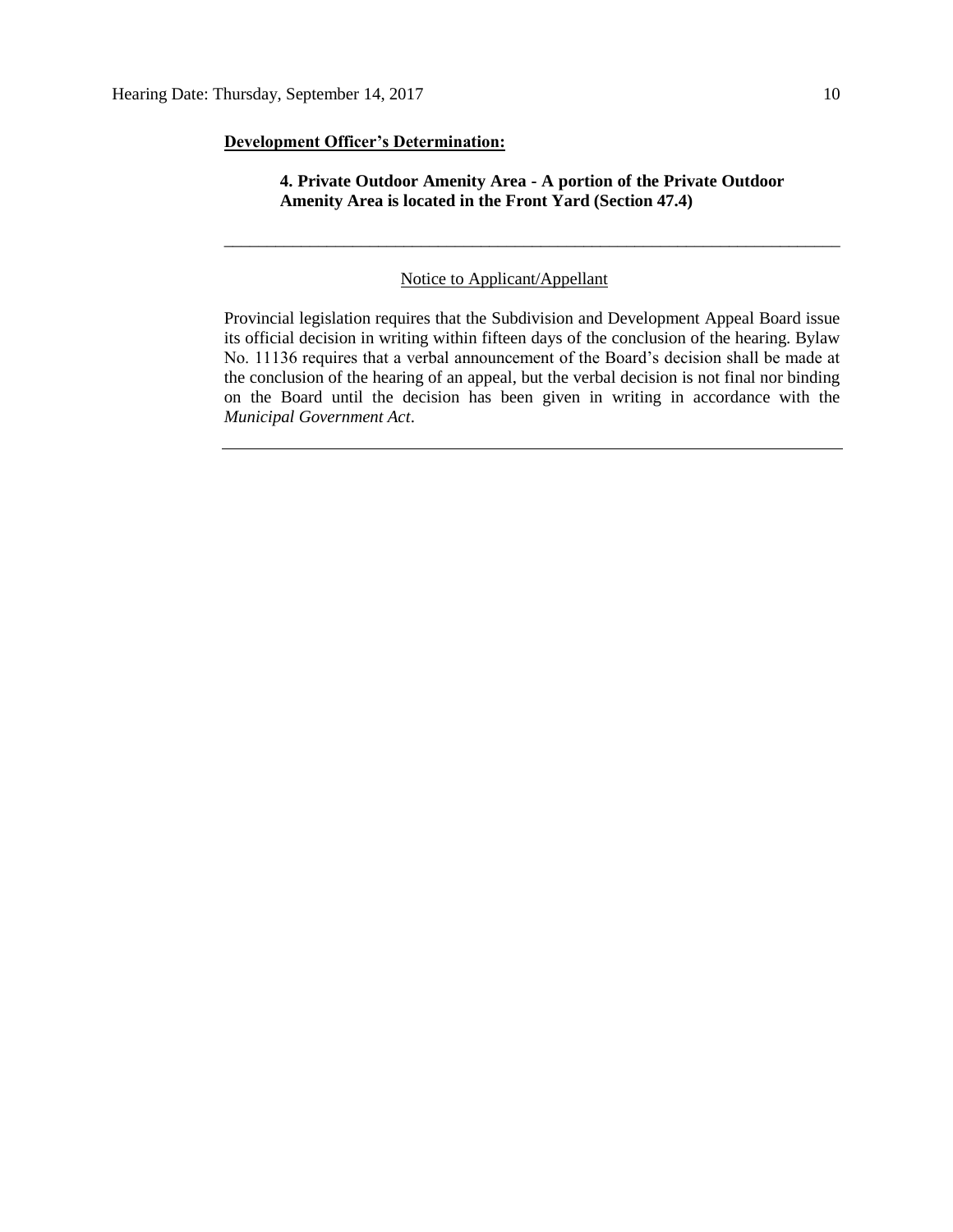**Development Officer's Determination:**

> **4. Private Outdoor Amenity Area - A portion of the Private Outdoor Amenity Area is located in the Front Yard (Section 47.4)**

---

Notice to Applicant/Appellant

Provincial legislation requires that the Subdivision and Development Appeal Board issue its official decision in writing within fifteen days of the conclusion of the hearing. Bylaw No. 11136 requires that a verbal announcement of the Board's decision shall be made at the conclusion of the hearing of an appeal, but the verbal decision is not final nor binding on the Board until the decision has been given in writing in accordance with the *Municipal Government Act*.

---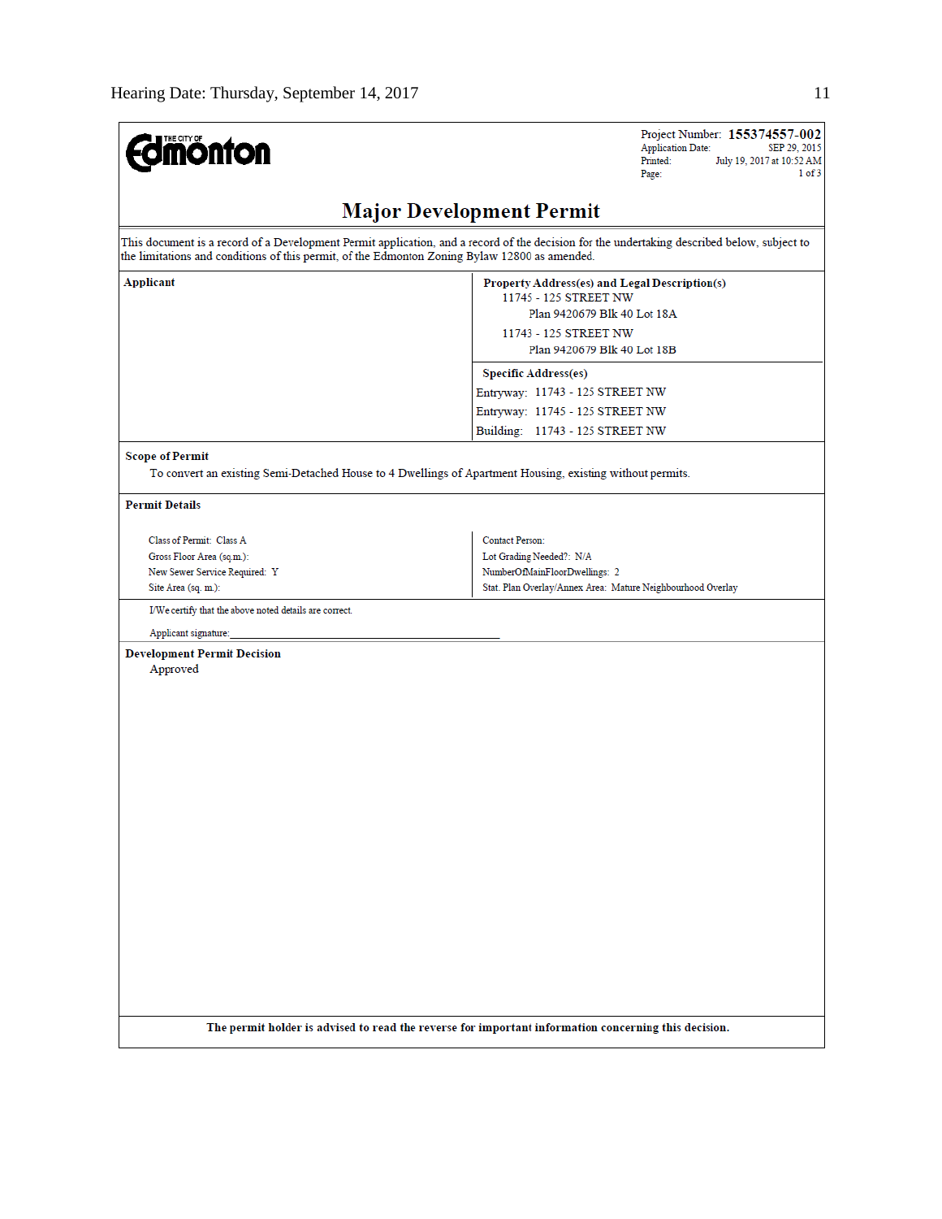THE CITY OF Edmonton

Project Number: **155374557-002**
Application Date: SEP 29, 2015
Printed: July 19, 2017 at 10:52 AM
Page: 1 of 3

# Major Development Permit

This document is a record of a Development Permit application, and a record of the decision for the undertaking described below, subject to the limitations and conditions of this permit, of the Edmonton Zoning Bylaw 12800 as amended.

| **Applicant** | **Property Address(es) and Legal Description(s)** |
|---|---|
| | 11745 - 125 STREET NW<br>Plan 9420679 Blk 40 Lot 18A |
| | 11743 - 125 STREET NW<br>Plan 9420679 Blk 40 Lot 18B |
| | **Specific Address(es)** |
| | Entryway: 11743 - 125 STREET NW |
| | Entryway: 11745 - 125 STREET NW |
| | Building: 11743 - 125 STREET NW |

**Scope of Permit**

To convert an existing Semi-Detached House to 4 Dwellings of Apartment Housing, existing without permits.

**Permit Details**

| | |
|---|---|
| Class of Permit: Class A | Contact Person: |
| Gross Floor Area (sq.m.): | Lot Grading Needed?: N/A |
| New Sewer Service Required: Y | NumberOfMainFloorDwellings: 2 |
| Site Area (sq. m.): | Stat. Plan Overlay/Annex Area: Mature Neighbourhood Overlay |

I/We certify that the above noted details are correct.

Applicant signature:___________________________________________

**Development Permit Decision**

Approved

**The permit holder is advised to read the reverse for important information concerning this decision.**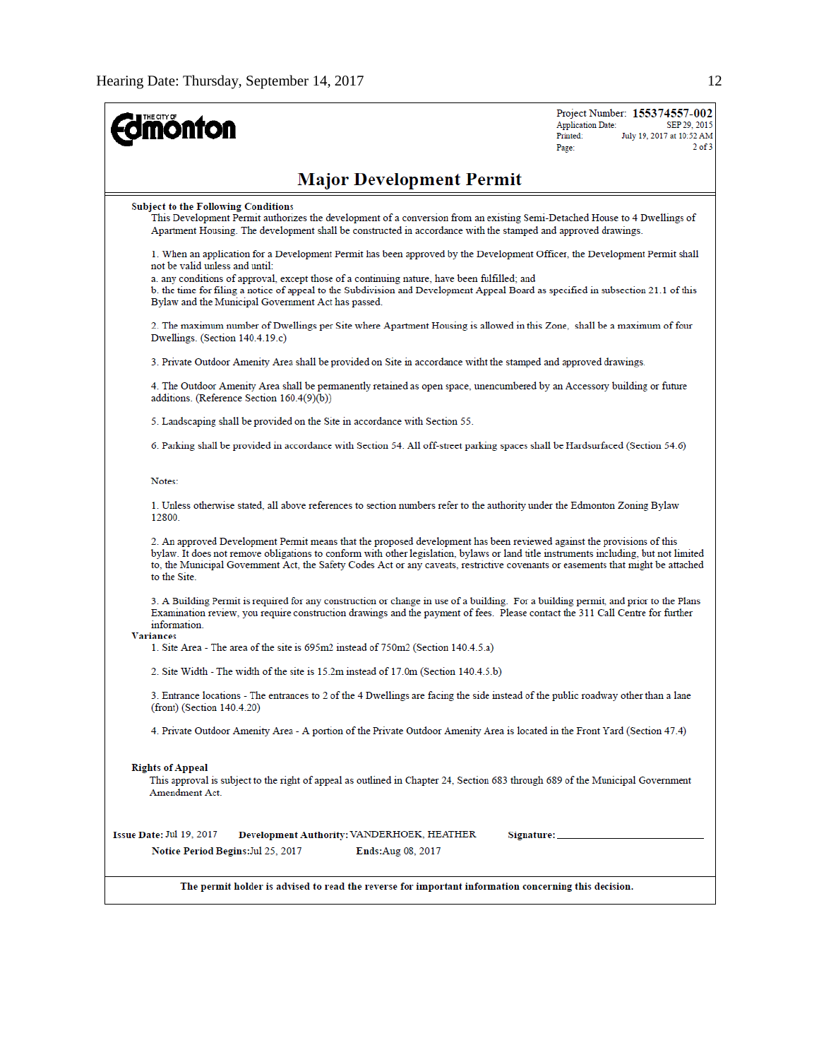THE CITY OF Edmonton

Project Number: **155374557-002**
Application Date: SEP 29, 2015
Printed: July 19, 2017 at 10:52 AM
Page: 2 of 3

# Major Development Permit

**Subject to the Following Conditions**

This Development Permit authorizes the development of a conversion from an existing Semi-Detached House to 4 Dwellings of Apartment Housing. The development shall be constructed in accordance with the stamped and approved drawings.

1. When an application for a Development Permit has been approved by the Development Officer, the Development Permit shall not be valid unless and until:
a. any conditions of approval, except those of a continuing nature, have been fulfilled; and
b. the time for filing a notice of appeal to the Subdivision and Development Appeal Board as specified in subsection 21.1 of this Bylaw and the Municipal Government Act has passed.

2. The maximum number of Dwellings per Site where Apartment Housing is allowed in this Zone, shall be a maximum of four Dwellings. (Section 140.4.19.c)

3. Private Outdoor Amenity Area shall be provided on Site in accordance witht the stamped and approved drawings.

4. The Outdoor Amenity Area shall be permanently retained as open space, unencumbered by an Accessory building or future additions. (Reference Section 160.4(9)(b))

5. Landscaping shall be provided on the Site in accordance with Section 55.

6. Parking shall be provided in accordance with Section 54. All off-street parking spaces shall be Hardsurfaced (Section 54.6)

Notes:

1. Unless otherwise stated, all above references to section numbers refer to the authority under the Edmonton Zoning Bylaw 12800.

2. An approved Development Permit means that the proposed development has been reviewed against the provisions of this bylaw. It does not remove obligations to conform with other legislation, bylaws or land title instruments including, but not limited to, the Municipal Government Act, the Safety Codes Act or any caveats, restrictive covenants or easements that might be attached to the Site.

3. A Building Permit is required for any construction or change in use of a building. For a building permit, and prior to the Plans Examination review, you require construction drawings and the payment of fees. Please contact the 311 Call Centre for further information.

**Variances**

1. Site Area - The area of the site is 695m2 instead of 750m2 (Section 140.4.5.a)

2. Site Width - The width of the site is 15.2m instead of 17.0m (Section 140.4.5.b)

3. Entrance locations - The entrances to 2 of the 4 Dwellings are facing the side instead of the public roadway other than a lane (front) (Section 140.4.20)

4. Private Outdoor Amenity Area - A portion of the Private Outdoor Amenity Area is located in the Front Yard (Section 47.4)

**Rights of Appeal**

This approval is subject to the right of appeal as outlined in Chapter 24, Section 683 through 689 of the Municipal Government Amendment Act.

**Issue Date:** Jul 19, 2017 **Development Authority:** VANDERHOEK, HEATHER **Signature:** ______________________

**Notice Period Begins:** Jul 25, 2017 **Ends:** Aug 08, 2017

**The permit holder is advised to read the reverse for important information concerning this decision.**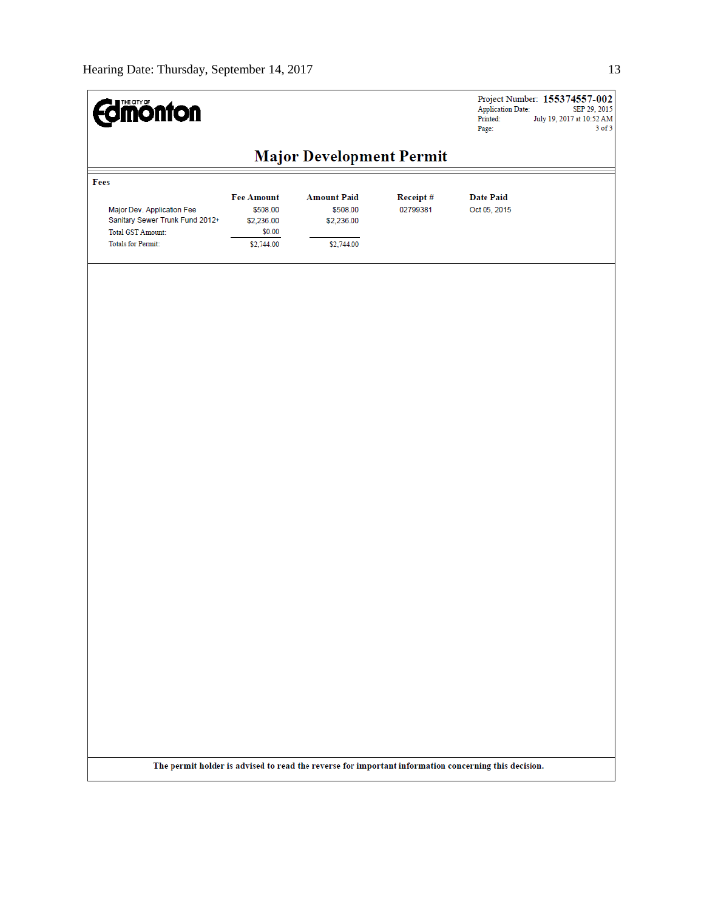Project Number: **155374557-002**
Application Date: SEP 29, 2015
Printed: July 19, 2017 at 10:52 AM
Page: 3 of 3

# Major Development Permit

**Fees**

| | Fee Amount | Amount Paid | Receipt # | Date Paid |
|---|---|---|---|---|
| Major Dev. Application Fee | $508.00 | $508.00 | 02799381 | Oct 05, 2015 |
| Sanitary Sewer Trunk Fund 2012+ | $2,236.00 | $2,236.00 | | |
| Total GST Amount: | $0.00 | | | |
| Totals for Permit: | $2,744.00 | $2,744.00 | | |

**The permit holder is advised to read the reverse for important information concerning this decision.**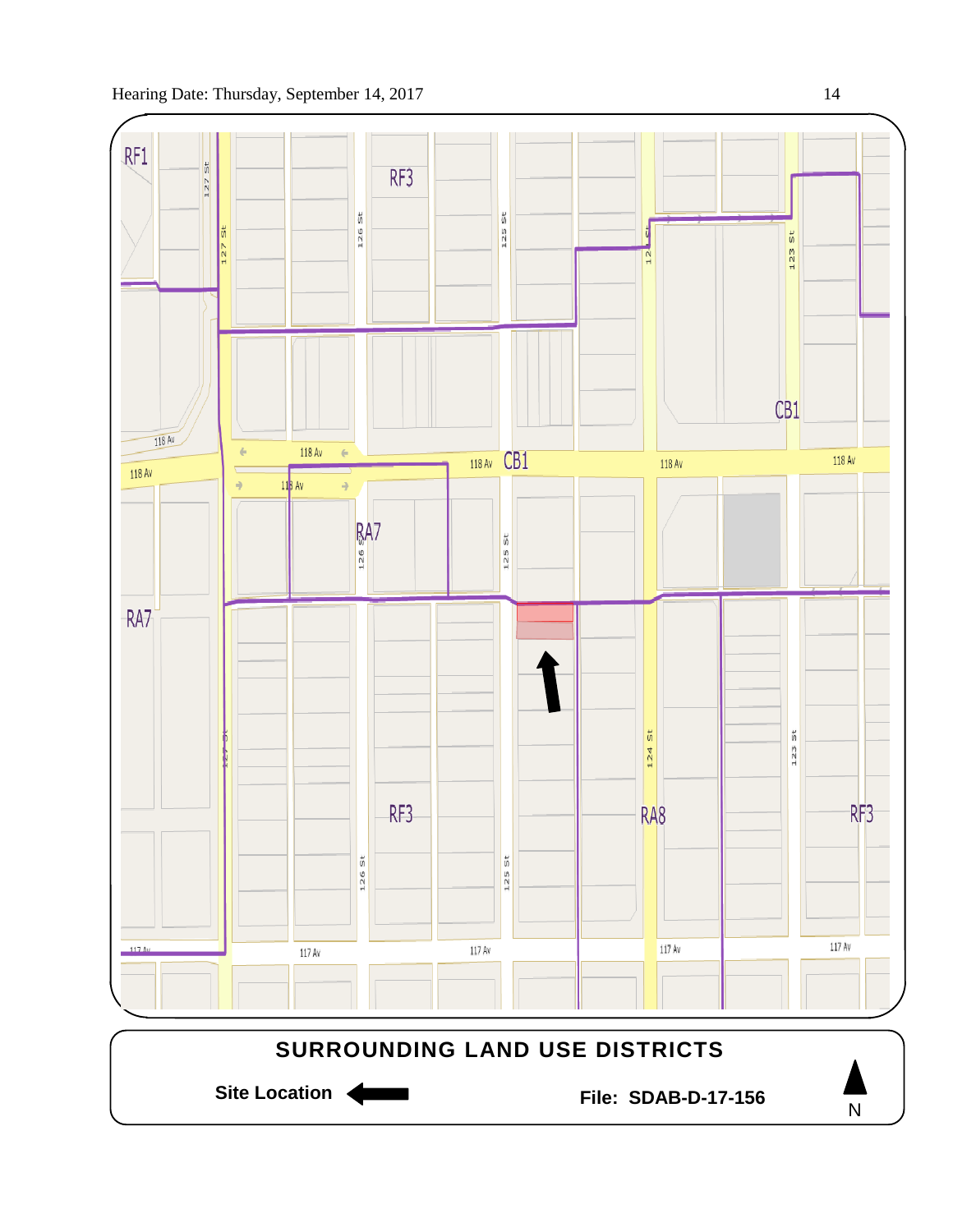## SURROUNDING LAND USE DISTRICTS

**Site Location** ←

**File: SDAB-D-17-156**

N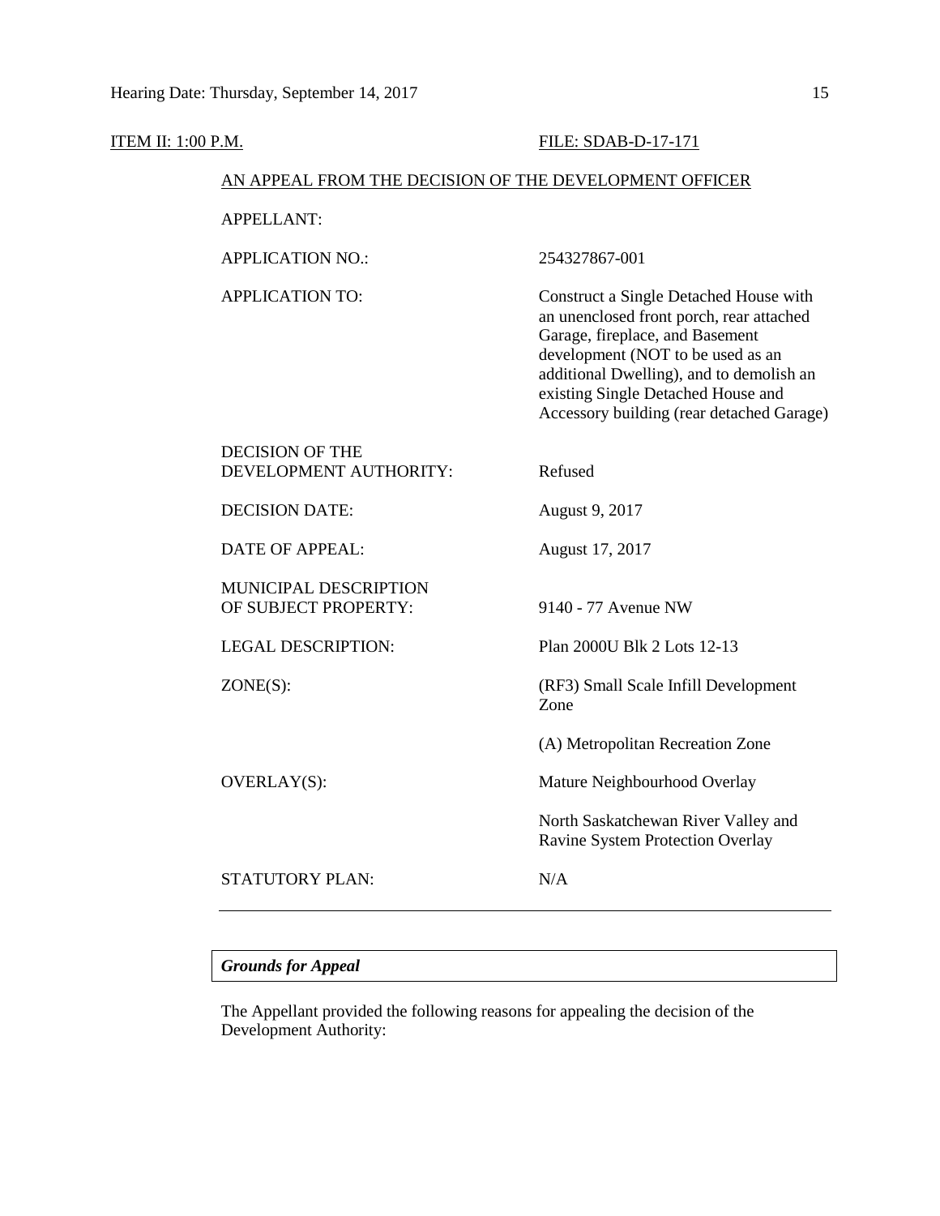ITEM II: 1:00 P.M. FILE: SDAB-D-17-171

AN APPEAL FROM THE DECISION OF THE DEVELOPMENT OFFICER

| | |
|---|---|
| APPELLANT: | |
| APPLICATION NO.: | 254327867-001 |
| APPLICATION TO: | Construct a Single Detached House with an unenclosed front porch, rear attached Garage, fireplace, and Basement development (NOT to be used as an additional Dwelling), and to demolish an existing Single Detached House and Accessory building (rear detached Garage) |
| DECISION OF THE DEVELOPMENT AUTHORITY: | Refused |
| DECISION DATE: | August 9, 2017 |
| DATE OF APPEAL: | August 17, 2017 |
| MUNICIPAL DESCRIPTION OF SUBJECT PROPERTY: | 9140 - 77 Avenue NW |
| LEGAL DESCRIPTION: | Plan 2000U Blk 2 Lots 12-13 |
| ZONE(S): | (RF3) Small Scale Infill Development Zone |
| | (A) Metropolitan Recreation Zone |
| OVERLAY(S): | Mature Neighbourhood Overlay |
| | North Saskatchewan River Valley and Ravine System Protection Overlay |
| STATUTORY PLAN: | N/A |

---

***Grounds for Appeal***

The Appellant provided the following reasons for appealing the decision of the Development Authority: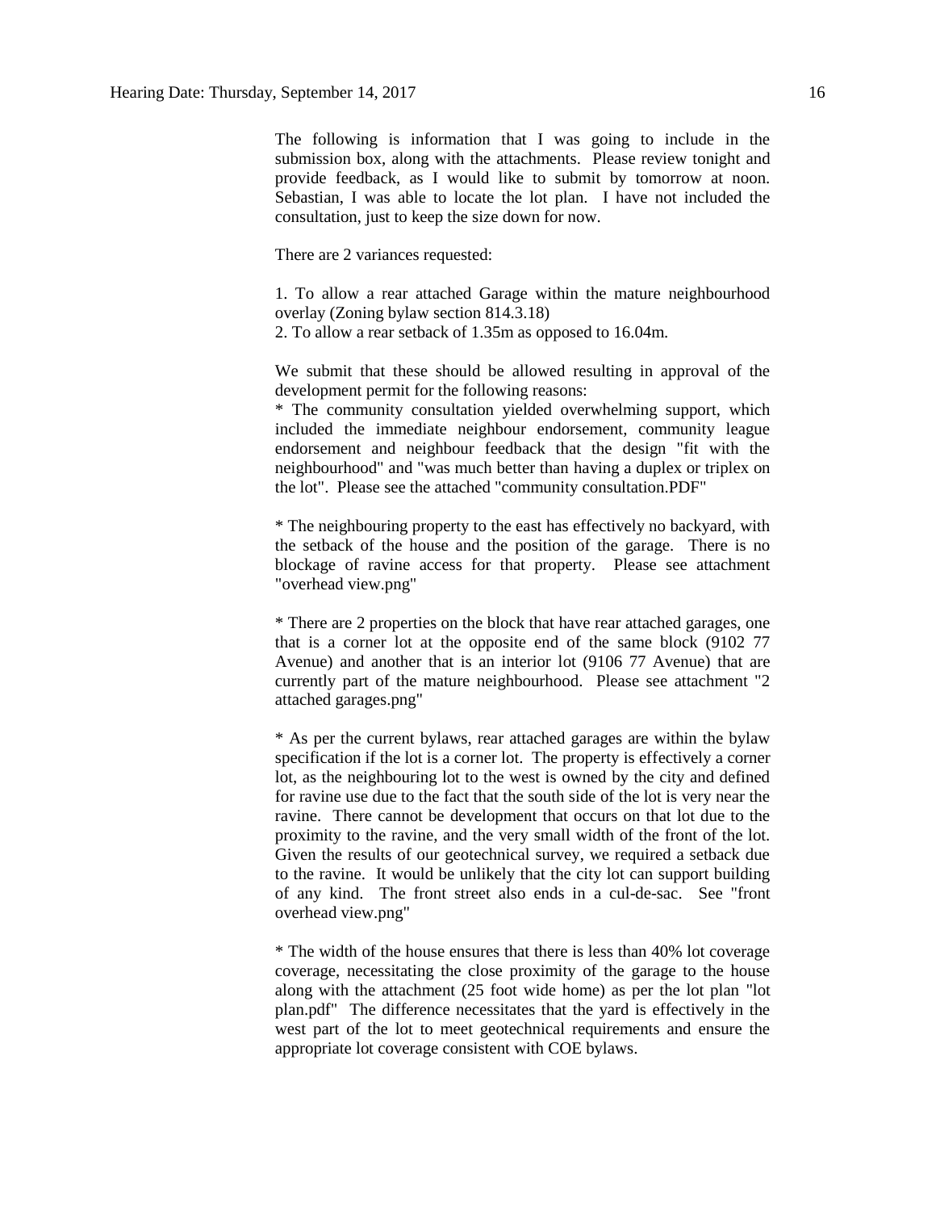The following is information that I was going to include in the submission box, along with the attachments. Please review tonight and provide feedback, as I would like to submit by tomorrow at noon. Sebastian, I was able to locate the lot plan. I have not included the consultation, just to keep the size down for now.

There are 2 variances requested:

1. To allow a rear attached Garage within the mature neighbourhood overlay (Zoning bylaw section 814.3.18)
2. To allow a rear setback of 1.35m as opposed to 16.04m.

We submit that these should be allowed resulting in approval of the development permit for the following reasons:

* The community consultation yielded overwhelming support, which included the immediate neighbour endorsement, community league endorsement and neighbour feedback that the design "fit with the neighbourhood" and "was much better than having a duplex or triplex on the lot". Please see the attached "community consultation.PDF"

* The neighbouring property to the east has effectively no backyard, with the setback of the house and the position of the garage. There is no blockage of ravine access for that property. Please see attachment "overhead view.png"

* There are 2 properties on the block that have rear attached garages, one that is a corner lot at the opposite end of the same block (9102 77 Avenue) and another that is an interior lot (9106 77 Avenue) that are currently part of the mature neighbourhood. Please see attachment "2 attached garages.png"

* As per the current bylaws, rear attached garages are within the bylaw specification if the lot is a corner lot. The property is effectively a corner lot, as the neighbouring lot to the west is owned by the city and defined for ravine use due to the fact that the south side of the lot is very near the ravine. There cannot be development that occurs on that lot due to the proximity to the ravine, and the very small width of the front of the lot. Given the results of our geotechnical survey, we required a setback due to the ravine. It would be unlikely that the city lot can support building of any kind. The front street also ends in a cul-de-sac. See "front overhead view.png"

* The width of the house ensures that there is less than 40% lot coverage coverage, necessitating the close proximity of the garage to the house along with the attachment (25 foot wide home) as per the lot plan "lot plan.pdf" The difference necessitates that the yard is effectively in the west part of the lot to meet geotechnical requirements and ensure the appropriate lot coverage consistent with COE bylaws.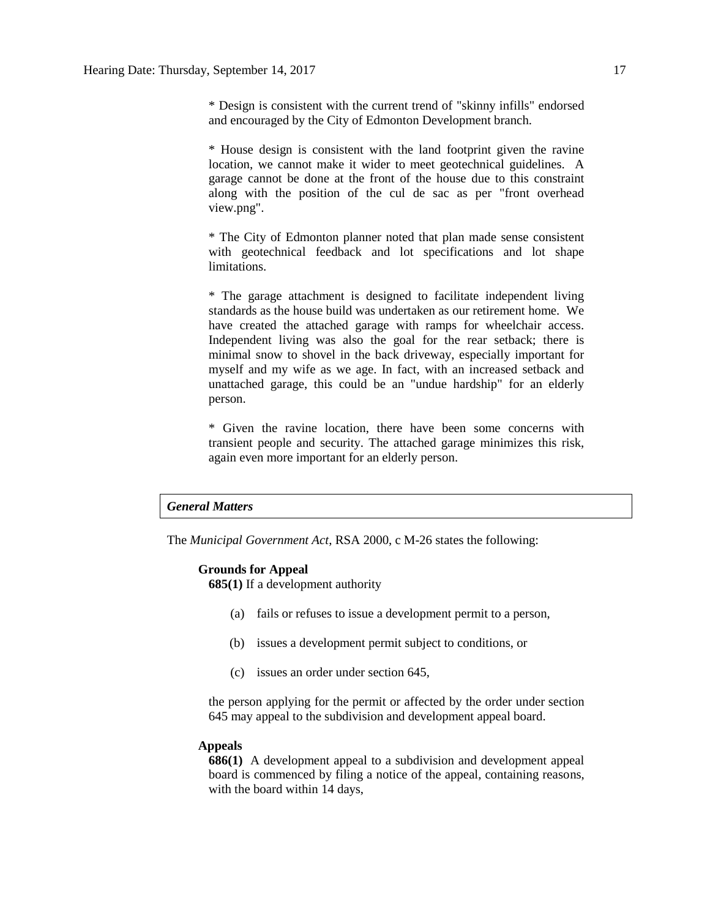* Design is consistent with the current trend of "skinny infills" endorsed and encouraged by the City of Edmonton Development branch.

* House design is consistent with the land footprint given the ravine location, we cannot make it wider to meet geotechnical guidelines. A garage cannot be done at the front of the house due to this constraint along with the position of the cul de sac as per "front overhead view.png".

* The City of Edmonton planner noted that plan made sense consistent with geotechnical feedback and lot specifications and lot shape limitations.

* The garage attachment is designed to facilitate independent living standards as the house build was undertaken as our retirement home. We have created the attached garage with ramps for wheelchair access. Independent living was also the goal for the rear setback; there is minimal snow to shovel in the back driveway, especially important for myself and my wife as we age. In fact, with an increased setback and unattached garage, this could be an "undue hardship" for an elderly person.

* Given the ravine location, there have been some concerns with transient people and security. The attached garage minimizes this risk, again even more important for an elderly person.

## *General Matters*

The *Municipal Government Act*, RSA 2000, c M-26 states the following:

**Grounds for Appeal**

**685(1)** If a development authority

(a) fails or refuses to issue a development permit to a person,

(b) issues a development permit subject to conditions, or

(c) issues an order under section 645,

the person applying for the permit or affected by the order under section 645 may appeal to the subdivision and development appeal board.

**Appeals**

**686(1)** A development appeal to a subdivision and development appeal board is commenced by filing a notice of the appeal, containing reasons, with the board within 14 days,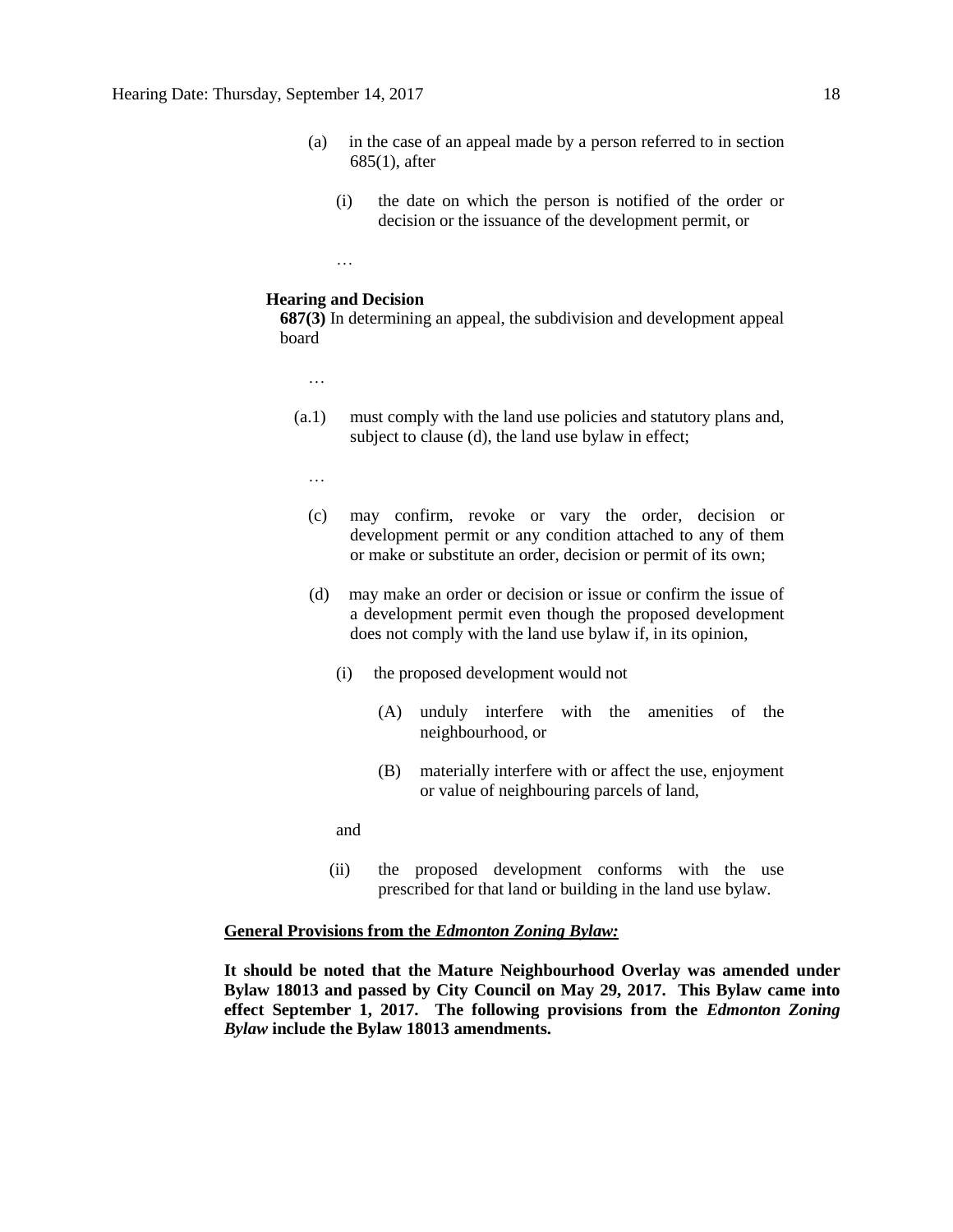(a) in the case of an appeal made by a person referred to in section 685(1), after

(i) the date on which the person is notified of the order or decision or the issuance of the development permit, or

…

**Hearing and Decision**

**687(3)** In determining an appeal, the subdivision and development appeal board

…

(a.1) must comply with the land use policies and statutory plans and, subject to clause (d), the land use bylaw in effect;

…

(c) may confirm, revoke or vary the order, decision or development permit or any condition attached to any of them or make or substitute an order, decision or permit of its own;

(d) may make an order or decision or issue or confirm the issue of a development permit even though the proposed development does not comply with the land use bylaw if, in its opinion,

(i) the proposed development would not

(A) unduly interfere with the amenities of the neighbourhood, or

(B) materially interfere with or affect the use, enjoyment or value of neighbouring parcels of land,

and

(ii) the proposed development conforms with the use prescribed for that land or building in the land use bylaw.

**<u>General Provisions from the *Edmonton Zoning Bylaw:*</u>**

**It should be noted that the Mature Neighbourhood Overlay was amended under Bylaw 18013 and passed by City Council on May 29, 2017. This Bylaw came into effect September 1, 2017. The following provisions from the *Edmonton Zoning Bylaw* include the Bylaw 18013 amendments.**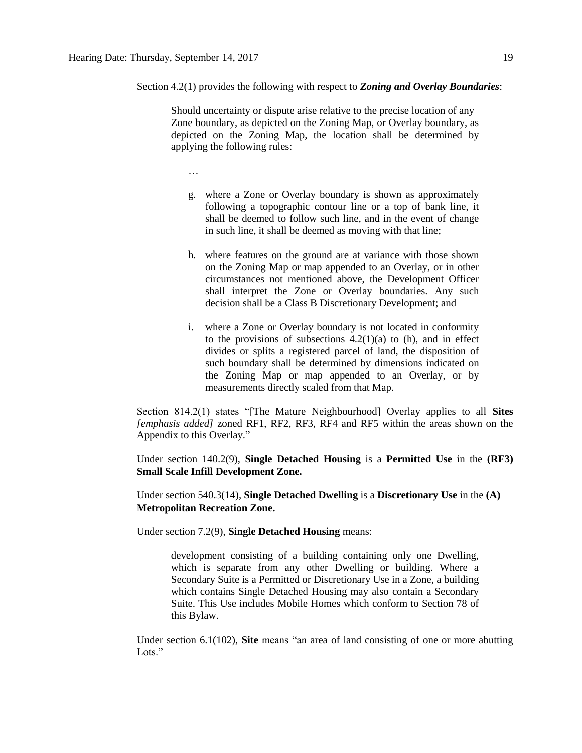Section 4.2(1) provides the following with respect to ***Zoning and Overlay Boundaries***:

> Should uncertainty or dispute arise relative to the precise location of any Zone boundary, as depicted on the Zoning Map, or Overlay boundary, as depicted on the Zoning Map, the location shall be determined by applying the following rules:
>
> …
>
> g. where a Zone or Overlay boundary is shown as approximately following a topographic contour line or a top of bank line, it shall be deemed to follow such line, and in the event of change in such line, it shall be deemed as moving with that line;
>
> h. where features on the ground are at variance with those shown on the Zoning Map or map appended to an Overlay, or in other circumstances not mentioned above, the Development Officer shall interpret the Zone or Overlay boundaries. Any such decision shall be a Class B Discretionary Development; and
>
> i. where a Zone or Overlay boundary is not located in conformity to the provisions of subsections 4.2(1)(a) to (h), and in effect divides or splits a registered parcel of land, the disposition of such boundary shall be determined by dimensions indicated on the Zoning Map or map appended to an Overlay, or by measurements directly scaled from that Map.

Section 814.2(1) states "[The Mature Neighbourhood] Overlay applies to all **Sites** *[emphasis added]* zoned RF1, RF2, RF3, RF4 and RF5 within the areas shown on the Appendix to this Overlay."

Under section 140.2(9), **Single Detached Housing** is a **Permitted Use** in the **(RF3) Small Scale Infill Development Zone.**

Under section 540.3(14), **Single Detached Dwelling** is a **Discretionary Use** in the **(A) Metropolitan Recreation Zone.**

Under section 7.2(9), **Single Detached Housing** means:

> development consisting of a building containing only one Dwelling, which is separate from any other Dwelling or building. Where a Secondary Suite is a Permitted or Discretionary Use in a Zone, a building which contains Single Detached Housing may also contain a Secondary Suite. This Use includes Mobile Homes which conform to Section 78 of this Bylaw.

Under section 6.1(102), **Site** means "an area of land consisting of one or more abutting Lots."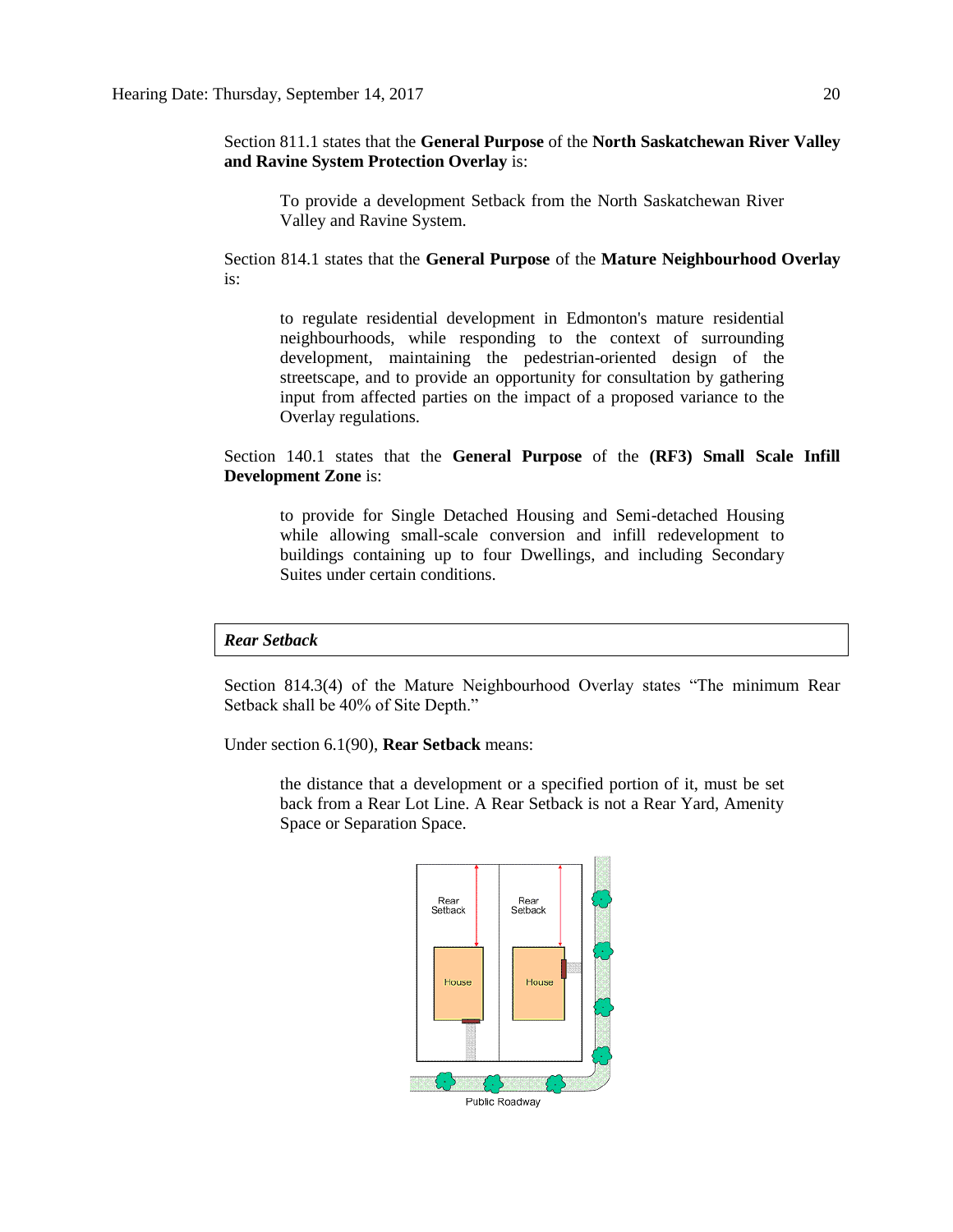Section 811.1 states that the **General Purpose** of the **North Saskatchewan River Valley and Ravine System Protection Overlay** is:

> To provide a development Setback from the North Saskatchewan River Valley and Ravine System.

Section 814.1 states that the **General Purpose** of the **Mature Neighbourhood Overlay** is:

> to regulate residential development in Edmonton's mature residential neighbourhoods, while responding to the context of surrounding development, maintaining the pedestrian-oriented design of the streetscape, and to provide an opportunity for consultation by gathering input from affected parties on the impact of a proposed variance to the Overlay regulations.

Section 140.1 states that the **General Purpose** of the **(RF3) Small Scale Infill Development Zone** is:

> to provide for Single Detached Housing and Semi-detached Housing while allowing small-scale conversion and infill redevelopment to buildings containing up to four Dwellings, and including Secondary Suites under certain conditions.

***Rear Setback***

Section 814.3(4) of the Mature Neighbourhood Overlay states "The minimum Rear Setback shall be 40% of Site Depth."

Under section 6.1(90), **Rear Setback** means:

> the distance that a development or a specified portion of it, must be set back from a Rear Lot Line. A Rear Setback is not a Rear Yard, Amenity Space or Separation Space.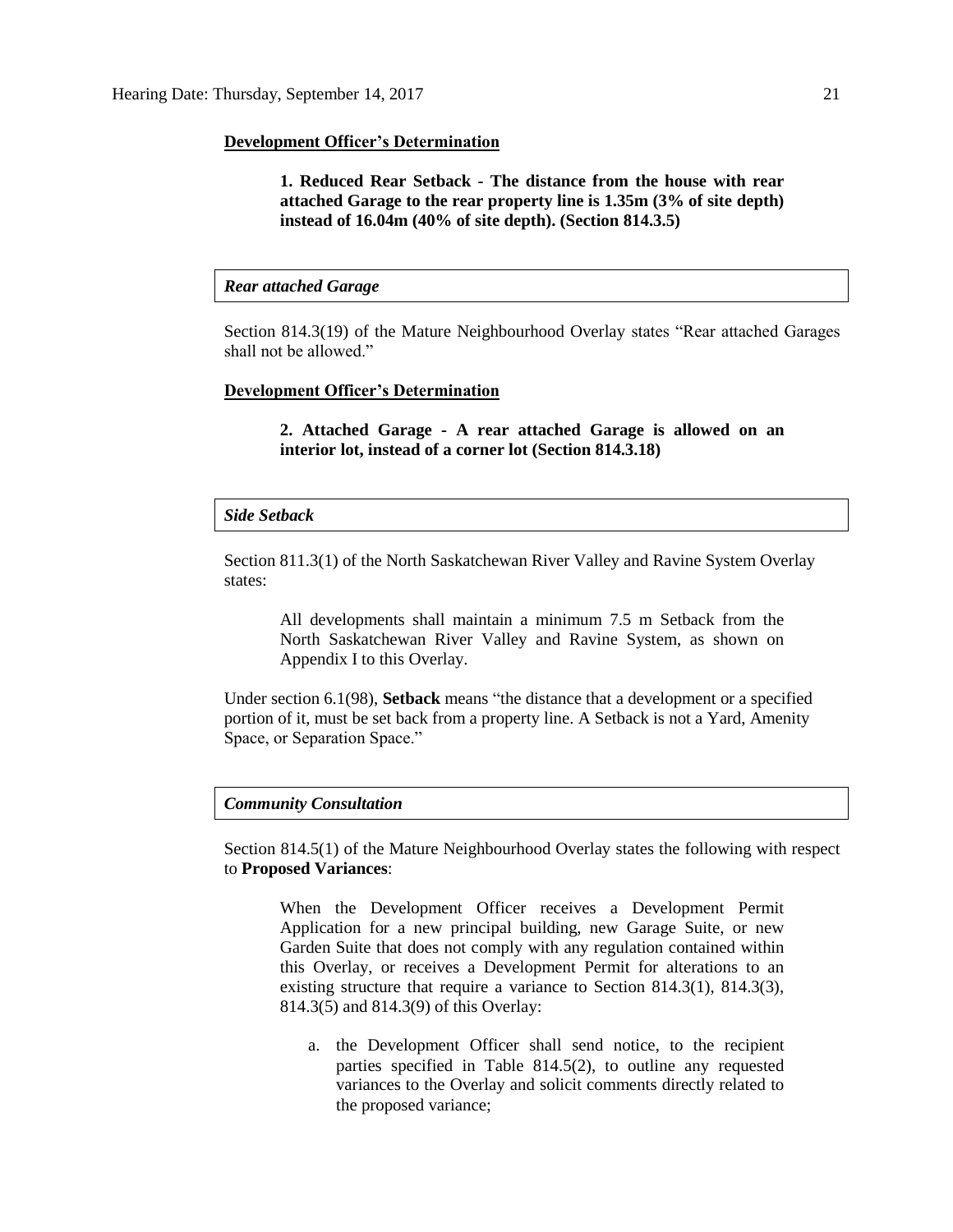**Development Officer's Determination**

> **1. Reduced Rear Setback - The distance from the house with rear attached Garage to the rear property line is 1.35m (3% of site depth) instead of 16.04m (40% of site depth). (Section 814.3.5)**

### *Rear attached Garage*

Section 814.3(19) of the Mature Neighbourhood Overlay states "Rear attached Garages shall not be allowed."

**Development Officer's Determination**

> **2. Attached Garage - A rear attached Garage is allowed on an interior lot, instead of a corner lot (Section 814.3.18)**

### *Side Setback*

Section 811.3(1) of the North Saskatchewan River Valley and Ravine System Overlay states:

> All developments shall maintain a minimum 7.5 m Setback from the North Saskatchewan River Valley and Ravine System, as shown on Appendix I to this Overlay.

Under section 6.1(98), **Setback** means "the distance that a development or a specified portion of it, must be set back from a property line. A Setback is not a Yard, Amenity Space, or Separation Space."

### *Community Consultation*

Section 814.5(1) of the Mature Neighbourhood Overlay states the following with respect to **Proposed Variances**:

> When the Development Officer receives a Development Permit Application for a new principal building, new Garage Suite, or new Garden Suite that does not comply with any regulation contained within this Overlay, or receives a Development Permit for alterations to an existing structure that require a variance to Section 814.3(1), 814.3(3), 814.3(5) and 814.3(9) of this Overlay:
>
> a. the Development Officer shall send notice, to the recipient parties specified in Table 814.5(2), to outline any requested variances to the Overlay and solicit comments directly related to the proposed variance;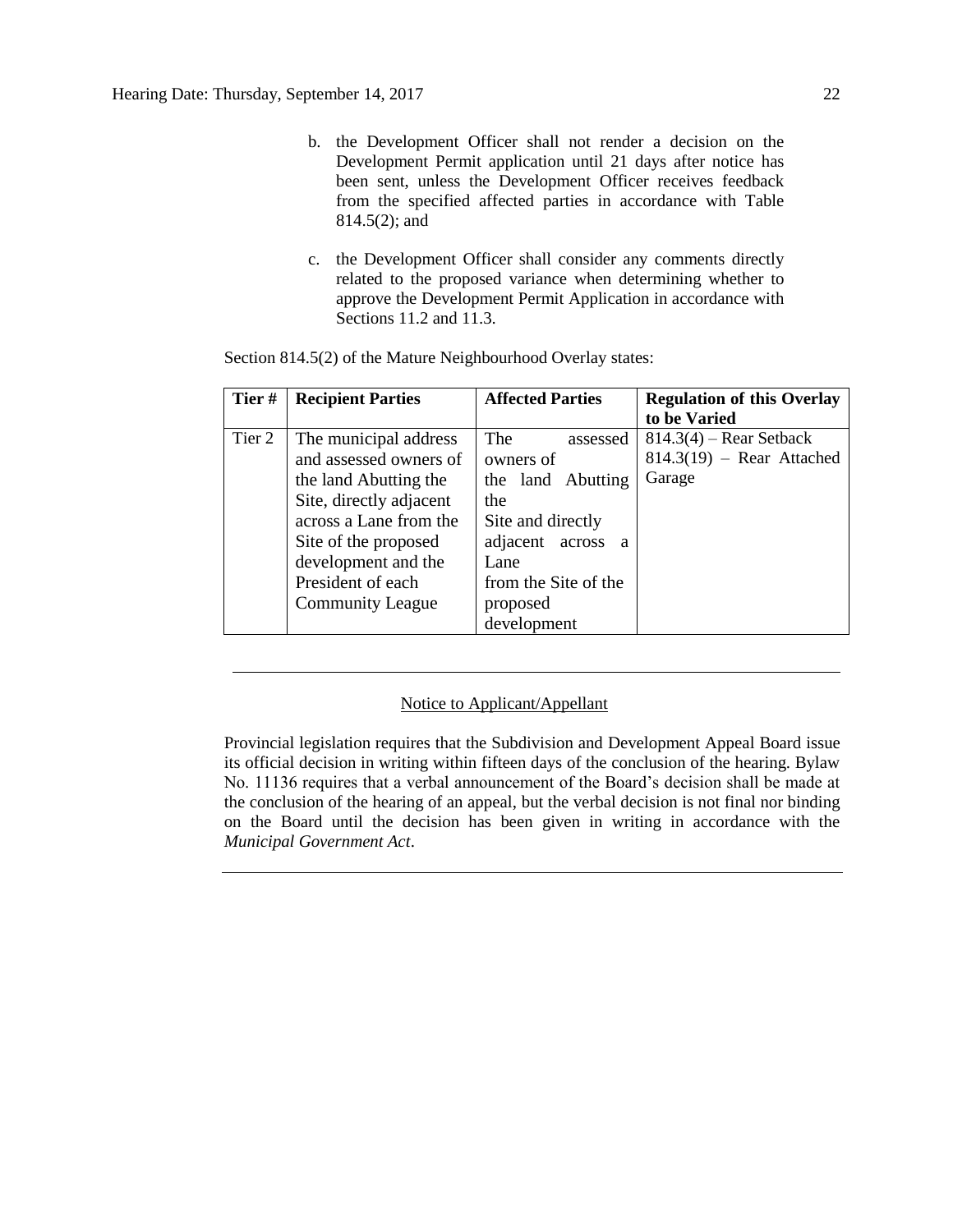b. the Development Officer shall not render a decision on the Development Permit application until 21 days after notice has been sent, unless the Development Officer receives feedback from the specified affected parties in accordance with Table 814.5(2); and

c. the Development Officer shall consider any comments directly related to the proposed variance when determining whether to approve the Development Permit Application in accordance with Sections 11.2 and 11.3.

Section 814.5(2) of the Mature Neighbourhood Overlay states:

| Tier # | Recipient Parties | Affected Parties | Regulation of this Overlay to be Varied |
|---|---|---|---|
| Tier 2 | The municipal address and assessed owners of the land Abutting the Site, directly adjacent across a Lane from the Site of the proposed development and the President of each Community League | The assessed owners of the land Abutting the Site and directly adjacent across a Lane from the Site of the proposed development | 814.3(4) – Rear Setback<br>814.3(19) – Rear Attached Garage |

---

Notice to Applicant/Appellant

Provincial legislation requires that the Subdivision and Development Appeal Board issue its official decision in writing within fifteen days of the conclusion of the hearing. Bylaw No. 11136 requires that a verbal announcement of the Board's decision shall be made at the conclusion of the hearing of an appeal, but the verbal decision is not final nor binding on the Board until the decision has been given in writing in accordance with the *Municipal Government Act*.

---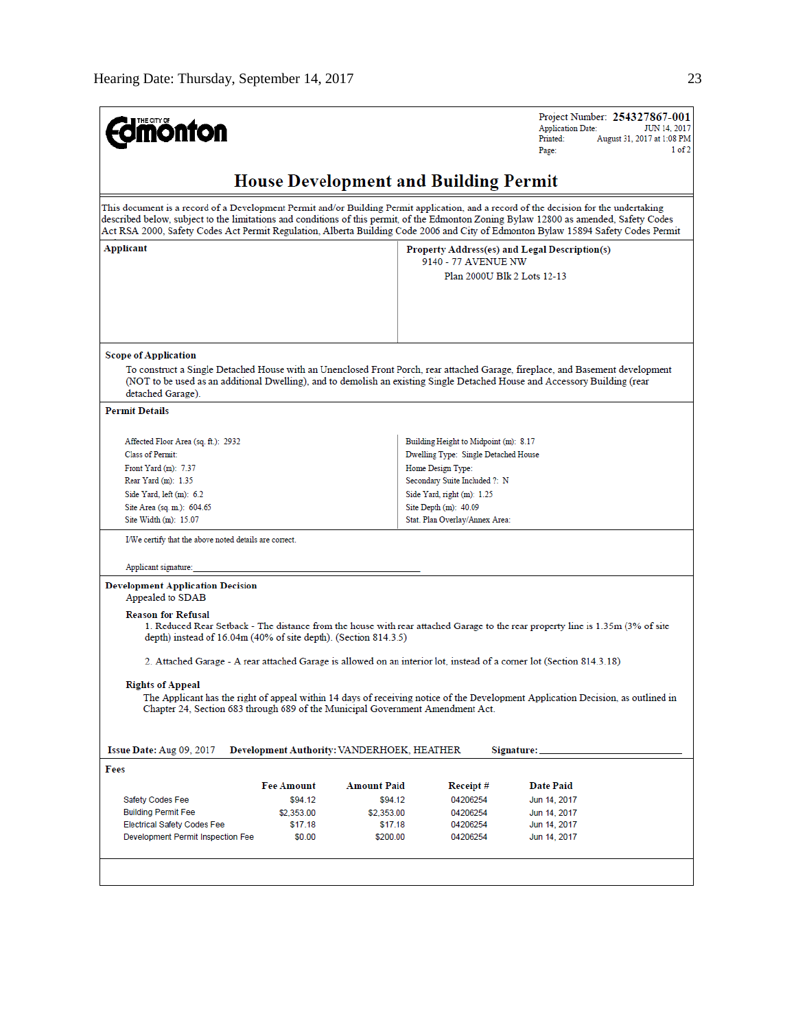**City of Edmonton**

Project Number: **254327867-001**
Application Date: JUN 14, 2017
Printed: August 31, 2017 at 1:08 PM
Page: 1 of 2

# House Development and Building Permit

This document is a record of a Development Permit and/or Building Permit application, and a record of the decision for the undertaking described below, subject to the limitations and conditions of this permit, of the Edmonton Zoning Bylaw 12800 as amended, Safety Codes Act RSA 2000, Safety Codes Act Permit Regulation, Alberta Building Code 2006 and City of Edmonton Bylaw 15894 Safety Codes Permit

| **Applicant** | **Property Address(es) and Legal Description(s)** |
|---|---|
| | 9140 - 77 AVENUE NW<br>Plan 2000U Blk 2 Lots 12-13 |

**Scope of Application**

To construct a Single Detached House with an Unenclosed Front Porch, rear attached Garage, fireplace, and Basement development (NOT to be used as an additional Dwelling), and to demolish an existing Single Detached House and Accessory Building (rear detached Garage).

**Permit Details**

| | |
|---|---|
| Affected Floor Area (sq. ft.): 2932 | Building Height to Midpoint (m): 8.17 |
| Class of Permit: | Dwelling Type: Single Detached House |
| Front Yard (m): 7.37 | Home Design Type: |
| Rear Yard (m): 1.35 | Secondary Suite Included ?: N |
| Side Yard, left (m): 6.2 | Side Yard, right (m): 1.25 |
| Site Area (sq. m.): 604.65 | Site Depth (m): 40.09 |
| Site Width (m): 15.07 | Stat. Plan Overlay/Annex Area: |

I/We certify that the above noted details are correct.

Applicant signature: ____________________

**Development Application Decision**

Appealed to SDAB

**Reason for Refusal**

1. Reduced Rear Setback - The distance from the house with rear attached Garage to the rear property line is 1.35m (3% of site depth) instead of 16.04m (40% of site depth). (Section 814.3.5)

2. Attached Garage - A rear attached Garage is allowed on an interior lot, instead of a corner lot (Section 814.3.18)

**Rights of Appeal**

The Applicant has the right of appeal within 14 days of receiving notice of the Development Application Decision, as outlined in Chapter 24, Section 683 through 689 of the Municipal Government Amendment Act.

**Issue Date:** Aug 09, 2017 **Development Authority:** VANDERHOEK, HEATHER **Signature:** ____________________

**Fees**

| | Fee Amount | Amount Paid | Receipt # | Date Paid |
|---|---|---|---|---|
| Safety Codes Fee | $94.12 | $94.12 | 04206254 | Jun 14, 2017 |
| Building Permit Fee | $2,353.00 | $2,353.00 | 04206254 | Jun 14, 2017 |
| Electrical Safety Codes Fee | $17.18 | $17.18 | 04206254 | Jun 14, 2017 |
| Development Permit Inspection Fee | $0.00 | $200.00 | 04206254 | Jun 14, 2017 |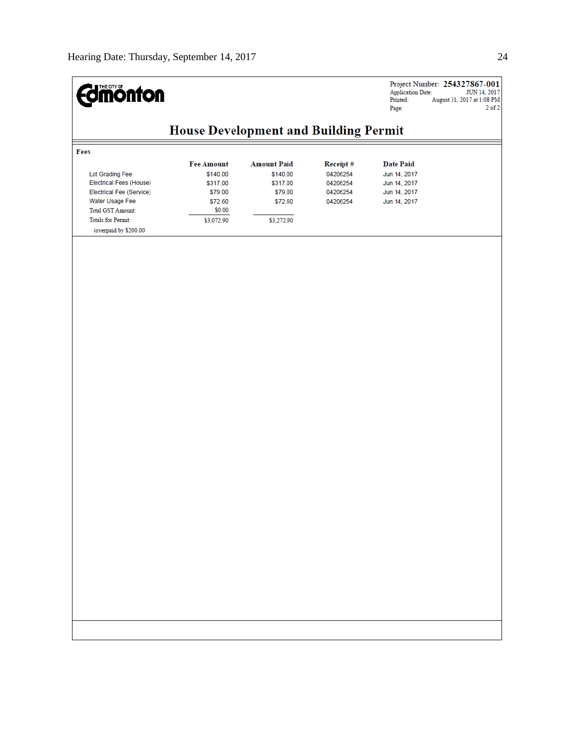THE CITY OF Edmonton

Project Number: **254327867-001**
Application Date: JUN 14, 2017
Printed: August 31, 2017 at 1:08 PM
Page: 2 of 2

# House Development and Building Permit

**Fees**

| | Fee Amount | Amount Paid | Receipt # | Date Paid |
|---|---|---|---|---|
| Lot Grading Fee | $140.00 | $140.00 | 04206254 | Jun 14, 2017 |
| Electrical Fees (House) | $317.00 | $317.00 | 04206254 | Jun 14, 2017 |
| Electrical Fee (Service) | $79.00 | $79.00 | 04206254 | Jun 14, 2017 |
| Water Usage Fee | $72.60 | $72.60 | 04206254 | Jun 14, 2017 |
| Total GST Amount: | $0.00 | | | |
| Totals for Permit: | $3,072.90 | $3,272.90 | | |
| (overpaid by $200.00 | | | | |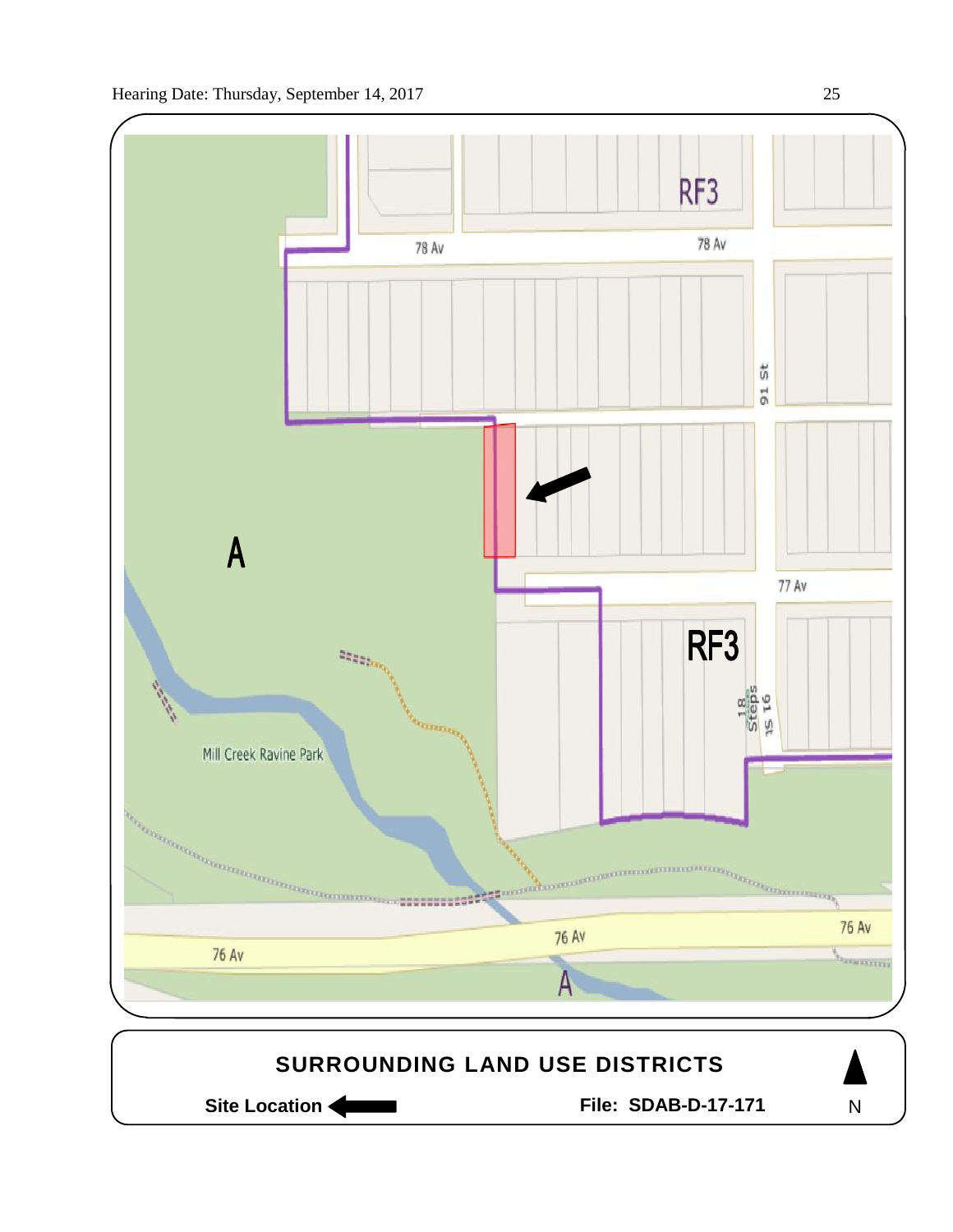RF3

78 Av

78 Av

91 St

A

77 Av

RF3

18 Steps

91 St

Mill Creek Ravine Park

76 Av

76 Av

76 Av

A

**SURROUNDING LAND USE DISTRICTS**

**Site Location** ←

**File: SDAB-D-17-171**

N